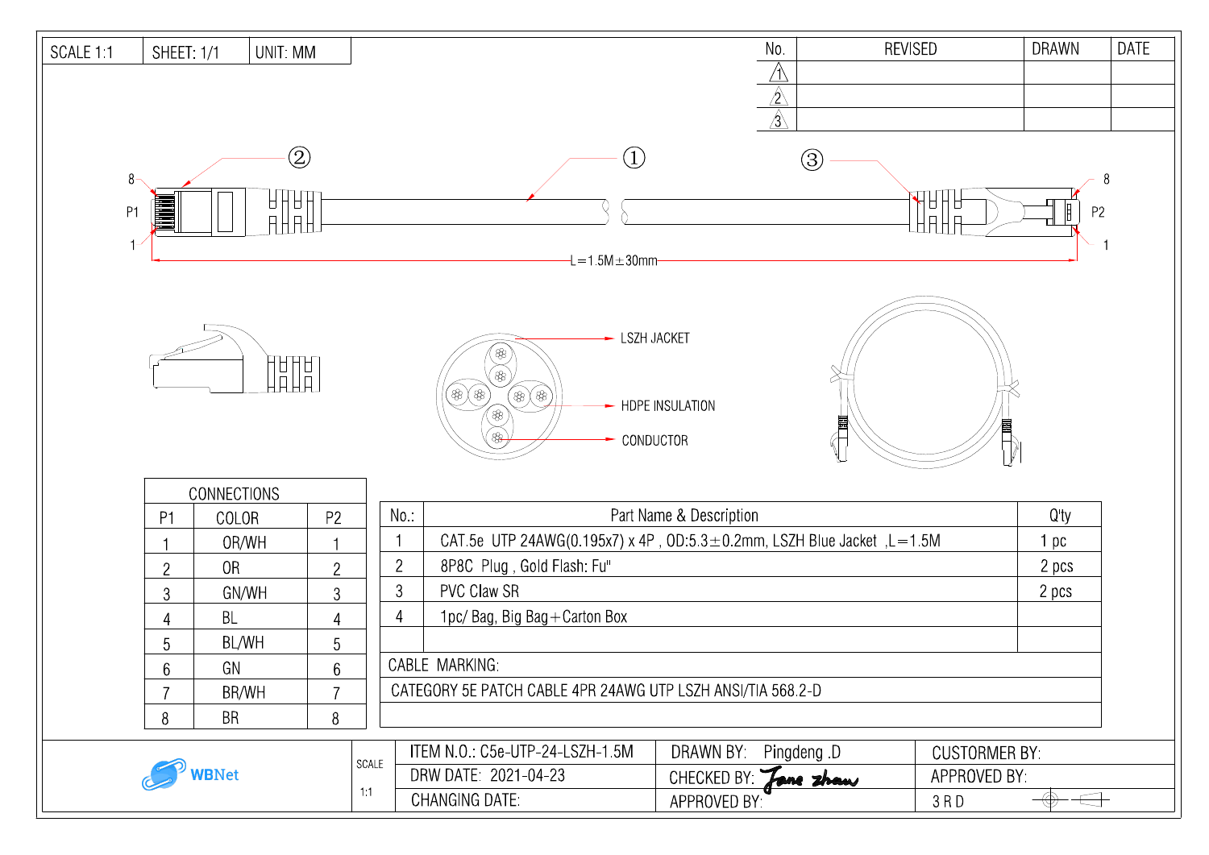| SCALE 1:1 | SHEET: 1/1 | UNIT: MM |
|---|---|---|

| No. | REVISED | DRAWN | DATE |
|---|---|---|---|
| 1 | | | |
| 2 | | | |
| 3 | | | |

② ① ③

8 P1 1 — 8 P2 1

L=1.5M±30mm

LSZH JACKET

HDPE INSULATION

CONDUCTOR

| CONNECTIONS | | |
|---|---|---|
| P1 | COLOR | P2 |
| 1 | OR/WH | 1 |
| 2 | OR | 2 |
| 3 | GN/WH | 3 |
| 4 | BL | 4 |
| 5 | BL/WH | 5 |
| 6 | GN | 6 |
| 7 | BR/WH | 7 |
| 8 | BR | 8 |

| No.: | Part Name & Description | Q'ty |
|---|---|---|
| 1 | CAT.5e UTP 24AWG(0.195x7) x 4P , OD:5.3±0.2mm, LSZH Blue Jacket ,L=1.5M | 1 pc |
| 2 | 8P8C Plug , Gold Flash: Fu" | 2 pcs |
| 3 | PVC Claw SR | 2 pcs |
| 4 | 1pc/ Bag, Big Bag+Carton Box | |
| | | |
| CABLE MARKING: | | |
| CATEGORY 5E PATCH CABLE 4PR 24AWG UTP LSZH ANSI/TIA 568.2-D | | |

| WBNet | SCALE 1:1 | ITEM N.O.: C5e-UTP-24-LSZH-1.5M | DRAWN BY: Pingdeng .D | CUSTORMER BY: |
|---|---|---|---|---|
| | | DRW DATE: 2021-04-23 | CHECKED BY: Jane zhan | APPROVED BY: |
| | | CHANGING DATE: | APPROVED BY: | 3 R D |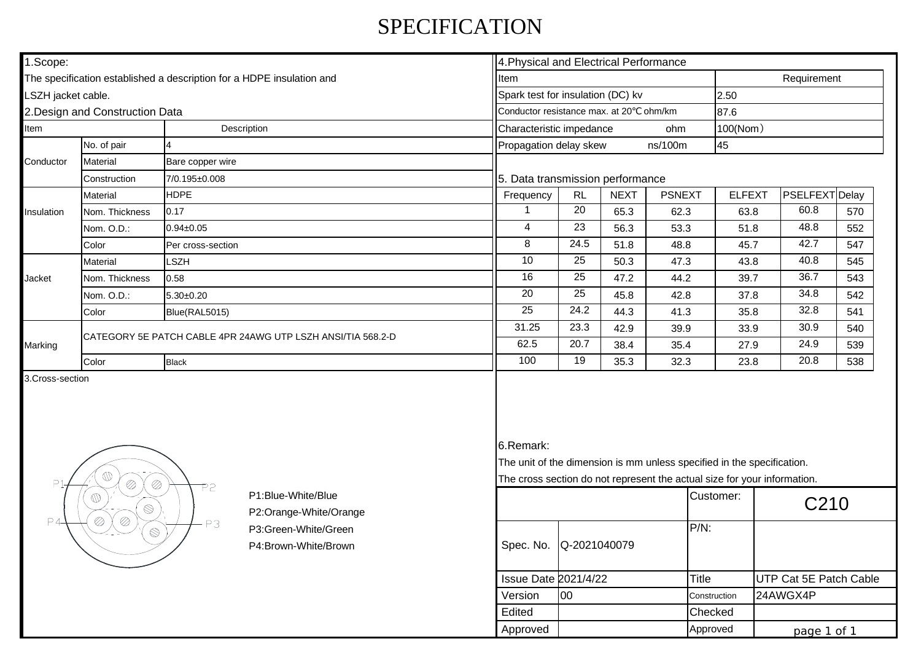# SPECIFICATION

## 1.Scope:

The specification established a description for a HDPE insulation and LSZH jacket cable.

## 2.Design and Construction Data

| Item | | Description |
|---|---|---|
| Conductor | No. of pair | 4 |
| | Material | Bare copper wire |
| | Construction | 7/0.195±0.008 |
| Insulation | Material | HDPE |
| | Nom. Thickness | 0.17 |
| | Nom. O.D.: | 0.94±0.05 |
| | Color | Per cross-section |
| Jacket | Material | LSZH |
| | Nom. Thickness | 0.58 |
| | Nom. O.D.: | 5.30±0.20 |
| | Color | Blue(RAL5015) |
| Marking | CATEGORY 5E PATCH CABLE 4PR 24AWG UTP LSZH ANSI/TIA 568.2-D | |
| | Color | Black |

## 3.Cross-section

P1:Blue-White/Blue
P2:Orange-White/Orange
P3:Green-White/Green
P4:Brown-White/Brown

## 4.Physical and Electrical Performance

| Item | Requirement |
|---|---|
| Spark test for insulation (DC) kv | 2.50 |
| Conductor resistance max. at 20℃ ohm/km | 87.6 |
| Characteristic impedance ohm | 100(Nom） |
| Propagation delay skew ns/100m | 45 |

## 5. Data transmission performance

| Frequency | RL | NEXT | PSNEXT | ELFEXT | PSELFEXT | Delay |
|---|---|---|---|---|---|---|
| 1 | 20 | 65.3 | 62.3 | 63.8 | 60.8 | 570 |
| 4 | 23 | 56.3 | 53.3 | 51.8 | 48.8 | 552 |
| 8 | 24.5 | 51.8 | 48.8 | 45.7 | 42.7 | 547 |
| 10 | 25 | 50.3 | 47.3 | 43.8 | 40.8 | 545 |
| 16 | 25 | 47.2 | 44.2 | 39.7 | 36.7 | 543 |
| 20 | 25 | 45.8 | 42.8 | 37.8 | 34.8 | 542 |
| 25 | 24.2 | 44.3 | 41.3 | 35.8 | 32.8 | 541 |
| 31.25 | 23.3 | 42.9 | 39.9 | 33.9 | 30.9 | 540 |
| 62.5 | 20.7 | 38.4 | 35.4 | 27.9 | 24.9 | 539 |
| 100 | 19 | 35.3 | 32.3 | 23.8 | 20.8 | 538 |

## 6.Remark:

The unit of the dimension is mm unless specified in the specification.
The cross section do not represent the actual size for your information.

| | | Customer: | C210 |
|---|---|---|---|
| Spec. No. | Q-2021040079 | P/N: | |
| Issue Date | 2021/4/22 | Title | UTP Cat 5E Patch Cable |
| Version | 00 | Construction | 24AWGX4P |
| Edited | | Checked | |
| Approved | | Approved | |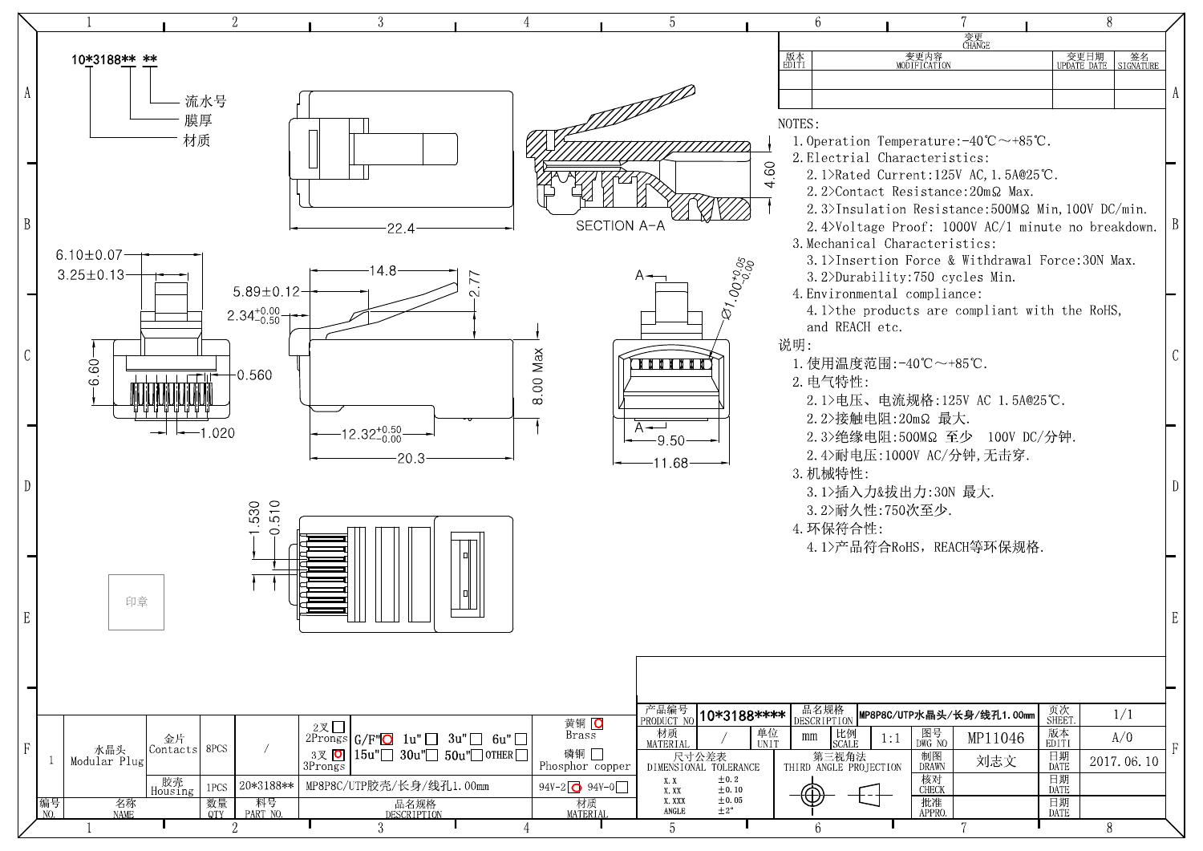10*3188** **

- 流水号
- 膜厚
- 材质

SECTION A-A

22.4

4.60

6.10±0.07
3.25±0.13
6.60
0.560
1.020

14.8
5.89±0.12
2.34 +0.00 -0.50
2.77
8.00 Max
12.32 +0.50 -0.00
20.3

A
Ø1.00 +0.05 -0.00
A
9.50
11.68

1.530
0.510

印章

| 变更 CHANGE | | | |
|---|---|---|---|
| 版本 EDITI | 变更内容 MODIFICATION | 变更日期 UPDATE DATE | 签名 SIGNATURE |
| | | | |
| | | | |

NOTES:

1. Operation Temperature: -40℃~+85℃.
2. Electrial Characteristics:
   - 2.1>Rated Current: 125V AC, 1.5A@25℃.
   - 2.2>Contact Resistance: 20mΩ Max.
   - 2.3>Insulation Resistance: 500MΩ Min, 100V DC/min.
   - 2.4>Voltage Proof: 1000V AC/1 minute no breakdown.
3. Mechanical Characteristics:
   - 3.1>Insertion Force & Withdrawal Force: 30N Max.
   - 3.2>Durability: 750 cycles Min.
4. Environmental compliance:
   - 4.1>the products are compliant with the RoHS, and REACH etc.

说明:

1. 使用温度范围: -40℃~+85℃.
2. 电气特性:
   - 2.1>电压、电流规格: 125V AC 1.5A@25℃.
   - 2.2>接触电阻: 20mΩ 最大.
   - 2.3>绝缘电阻: 500MΩ 至少 100V DC/分钟.
   - 2.4>耐电压: 1000V AC/分钟, 无击穿.
3. 机械特性:
   - 3.1>插入力&拔出力: 30N 最大.
   - 3.2>耐久性: 750次至少.
4. 环保符合性:
   - 4.1>产品符合RoHS, REACH等环保规格.

| 编号 NO. | 名称 NAME | | 数量 QTY | 料号 PART NO. | 品名规格 DESCRIPTION | | 材质 MATERIAL |
|---|---|---|---|---|---|---|---|
| 1 | 水晶头 Modular Plug | 金片 Contacts | 8PCS | / | 2叉 2Prongs ☐ / 3叉 3Prongs ☑ | G/F" ☑ 1u" ☐ 3u" ☐ 6u" ☐ 15u" ☐ 30u" ☐ 50u" ☐ OTHER ☐ | 黄铜 Brass ☑ / 磷铜 Phosphor copper ☐ |
| | | 胶壳 Housing | 1PCS | 20*3188** | MP8P8C/UTP胶壳/长身/线孔1.00mm | | 94V-2 ☑ 94V-0 ☐ |

| | | | | | | | |
|---|---|---|---|---|---|---|---|
| 产品编号 PRODUCT NO | 10*3188**** | 品名规格 DESCRIPTION | MP8P8C/UTP水晶头/长身/线孔1.00mm | | | 页次 SHEET. | 1/1 |
| 材质 MATERIAL | / | 单位 UNIT | mm | 比例 SCALE | 1:1 | 图号 DWG NO | MP11046 | 
| 尺寸公差表 DIMENSIONAL TOLERANCE | | 第三视角法 THIRD ANGLE PROJECTION | | 制图 DRAWN | 刘志文 | 日期 DATE | 2017.06.10 |
| X.X ±0.2; X.XX ±0.10; X.XXX ±0.05; ANGLE ±2° | | | | 核对 CHECK | | 日期 DATE | |
| | | | | 批准 APPRO. | | 日期 DATE | |

版本 EDITI: A/0